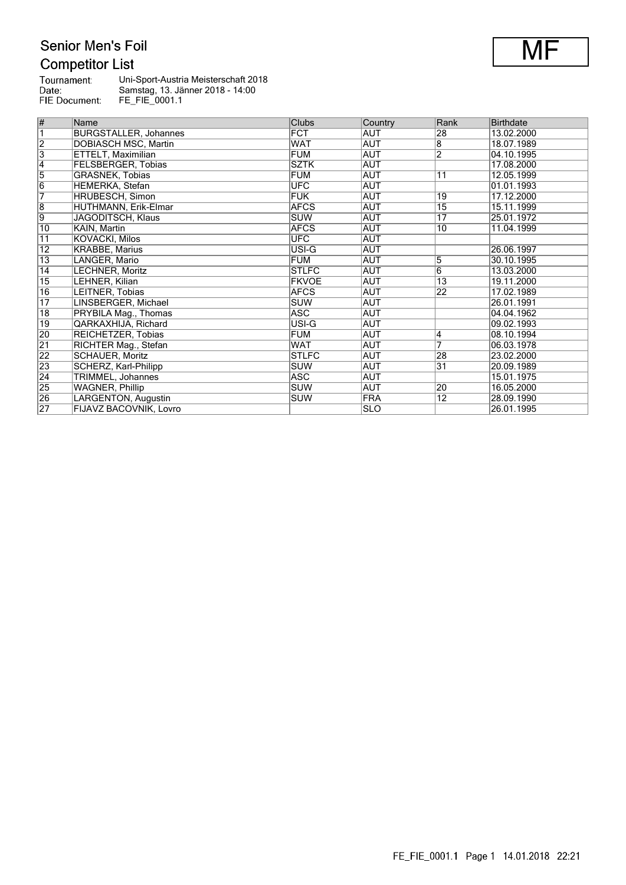# Senior Men's Foil

## Competitor List

**MF**

Tournament: Uni-Sport-Austria Meisterschaft 2018
Date: Samstag, 13. Jänner 2018 - 14:00
FIE Document: FE_FIE_0001.1

| # | Name | Clubs | Country | Rank | Birthdate |
|---|---|---|---|---|---|
| 1 | BURGSTALLER, Johannes | FCT | AUT | 28 | 13.02.2000 |
| 2 | DOBIASCH MSC, Martin | WAT | AUT | 8 | 18.07.1989 |
| 3 | ETTELT, Maximilian | FUM | AUT | 2 | 04.10.1995 |
| 4 | FELSBERGER, Tobias | SZTK | AUT | | 17.08.2000 |
| 5 | GRASNEK, Tobias | FUM | AUT | 11 | 12.05.1999 |
| 6 | HEMERKA, Stefan | UFC | AUT | | 01.01.1993 |
| 7 | HRUBESCH, Simon | FUK | AUT | 19 | 17.12.2000 |
| 8 | HUTHMANN, Erik-Elmar | AFCS | AUT | 15 | 15.11.1999 |
| 9 | JAGODITSCH, Klaus | SUW | AUT | 17 | 25.01.1972 |
| 10 | KAIN, Martin | AFCS | AUT | 10 | 11.04.1999 |
| 11 | KOVACKI, Milos | UFC | AUT | | |
| 12 | KRABBE, Marius | USI-G | AUT | | 26.06.1997 |
| 13 | LANGER, Mario | FUM | AUT | 5 | 30.10.1995 |
| 14 | LECHNER, Moritz | STLFC | AUT | 6 | 13.03.2000 |
| 15 | LEHNER, Kilian | FKVOE | AUT | 13 | 19.11.2000 |
| 16 | LEITNER, Tobias | AFCS | AUT | 22 | 17.02.1989 |
| 17 | LINSBERGER, Michael | SUW | AUT | | 26.01.1991 |
| 18 | PRYBILA Mag., Thomas | ASC | AUT | | 04.04.1962 |
| 19 | QARKAXHIJA, Richard | USI-G | AUT | | 09.02.1993 |
| 20 | REICHETZER, Tobias | FUM | AUT | 4 | 08.10.1994 |
| 21 | RICHTER Mag., Stefan | WAT | AUT | 7 | 06.03.1978 |
| 22 | SCHAUER, Moritz | STLFC | AUT | 28 | 23.02.2000 |
| 23 | SCHERZ, Karl-Philipp | SUW | AUT | 31 | 20.09.1989 |
| 24 | TRIMMEL, Johannes | ASC | AUT | | 15.01.1975 |
| 25 | WAGNER, Phillip | SUW | AUT | 20 | 16.05.2000 |
| 26 | LARGENTON, Augustin | SUW | FRA | 12 | 28.09.1990 |
| 27 | FIJAVZ BACOVNIK, Lovro | | SLO | | 26.01.1995 |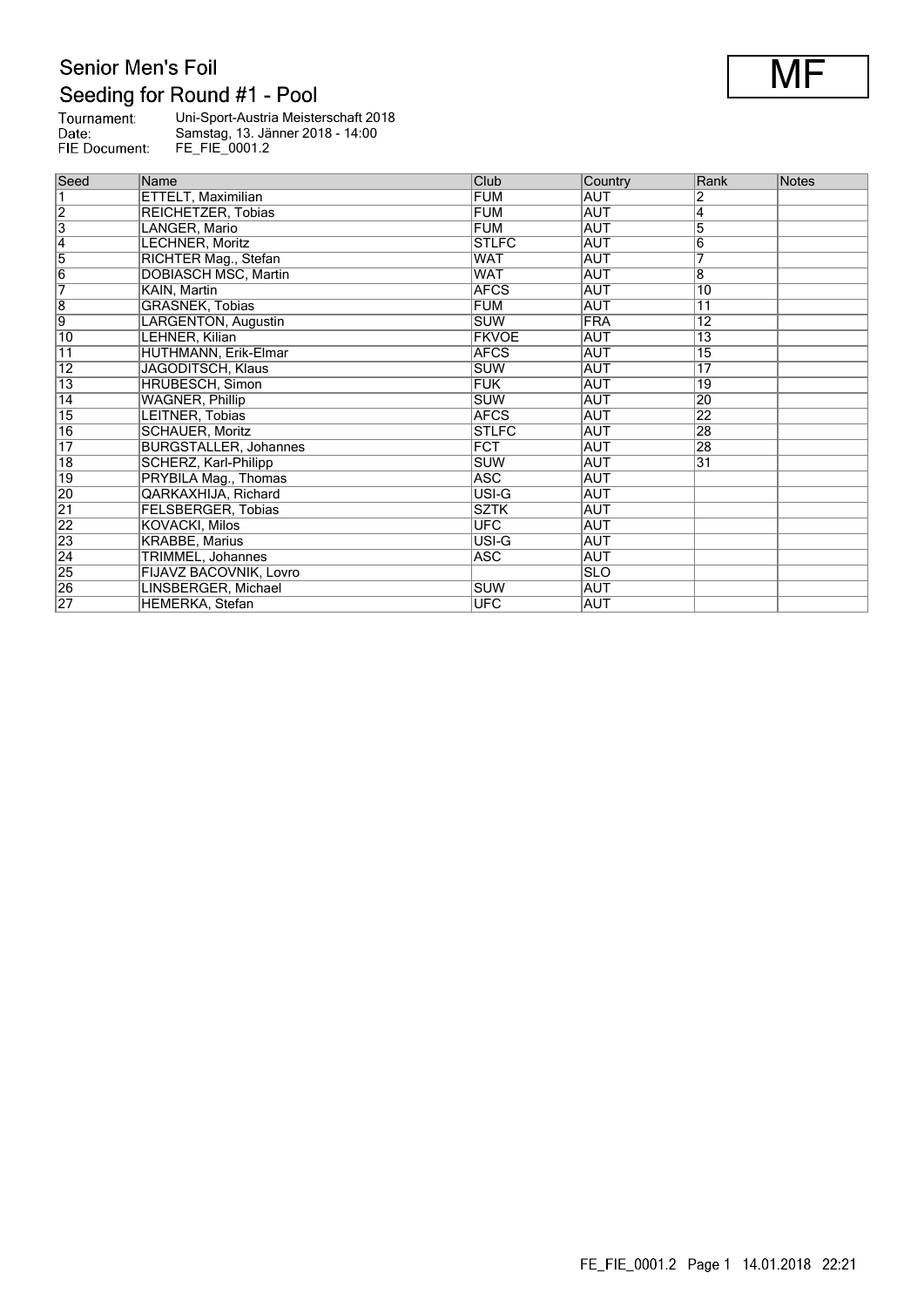# Senior Men's Foil

## Seeding for Round #1 - Pool

**MF**

Tournament: Uni-Sport-Austria Meisterschaft 2018
Date: Samstag, 13. Jänner 2018 - 14:00
FIE Document: FE_FIE_0001.2

| Seed | Name | Club | Country | Rank | Notes |
|---|---|---|---|---|---|
| 1 | ETTELT, Maximilian | FUM | AUT | 2 | |
| 2 | REICHETZER, Tobias | FUM | AUT | 4 | |
| 3 | LANGER, Mario | FUM | AUT | 5 | |
| 4 | LECHNER, Moritz | STLFC | AUT | 6 | |
| 5 | RICHTER Mag., Stefan | WAT | AUT | 7 | |
| 6 | DOBIASCH MSC, Martin | WAT | AUT | 8 | |
| 7 | KAIN, Martin | AFCS | AUT | 10 | |
| 8 | GRASNEK, Tobias | FUM | AUT | 11 | |
| 9 | LARGENTON, Augustin | SUW | FRA | 12 | |
| 10 | LEHNER, Kilian | FKVOE | AUT | 13 | |
| 11 | HUTHMANN, Erik-Elmar | AFCS | AUT | 15 | |
| 12 | JAGODITSCH, Klaus | SUW | AUT | 17 | |
| 13 | HRUBESCH, Simon | FUK | AUT | 19 | |
| 14 | WAGNER, Phillip | SUW | AUT | 20 | |
| 15 | LEITNER, Tobias | AFCS | AUT | 22 | |
| 16 | SCHAUER, Moritz | STLFC | AUT | 28 | |
| 17 | BURGSTALLER, Johannes | FCT | AUT | 28 | |
| 18 | SCHERZ, Karl-Philipp | SUW | AUT | 31 | |
| 19 | PRYBILA Mag., Thomas | ASC | AUT | | |
| 20 | QARKAXHIJA, Richard | USI-G | AUT | | |
| 21 | FELSBERGER, Tobias | SZTK | AUT | | |
| 22 | KOVACKI, Milos | UFC | AUT | | |
| 23 | KRABBE, Marius | USI-G | AUT | | |
| 24 | TRIMMEL, Johannes | ASC | AUT | | |
| 25 | FIJAVZ BACOVNIK, Lovro | | SLO | | |
| 26 | LINSBERGER, Michael | SUW | AUT | | |
| 27 | HEMERKA, Stefan | UFC | AUT | | |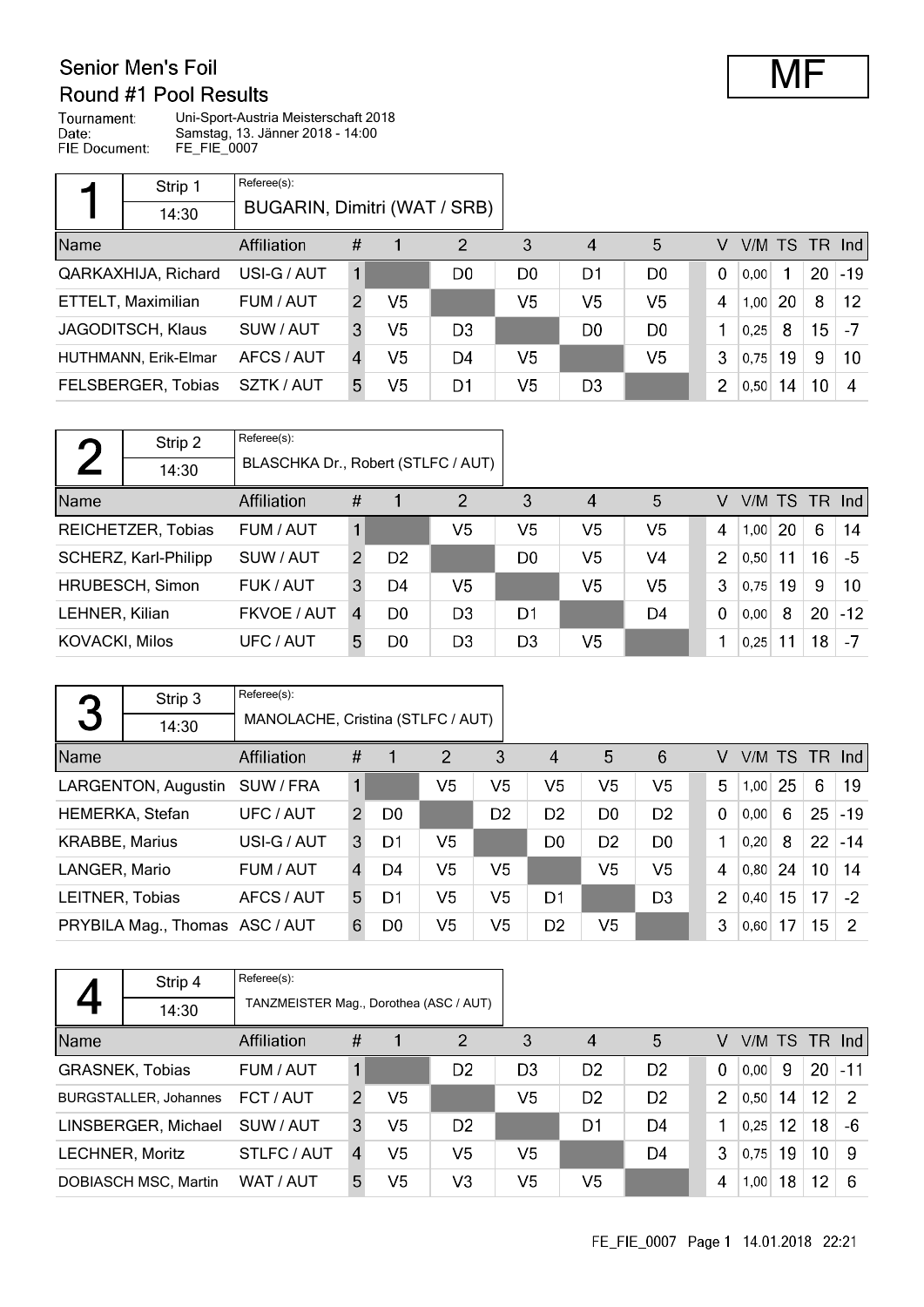# Senior Men's Foil

## Round #1 Pool Results

**MF**

Tournament: Uni-Sport-Austria Meisterschaft 2018
Date: Samstag, 13. Jänner 2018 - 14:00
FIE Document: FE_FIE_0007

### Pool 1

Strip 1 — 14:30 — Referee(s): BUGARIN, Dimitri (WAT / SRB)

| Name | Affiliation | # | 1 | 2 | 3 | 4 | 5 | V | V/M | TS | TR | Ind |
|---|---|---|---|---|---|---|---|---|---|---|---|---|
| QARKAXHIJA, Richard | USI-G / AUT | 1 | | D0 | D0 | D1 | D0 | 0 | 0,00 | 1 | 20 | -19 |
| ETTELT, Maximilian | FUM / AUT | 2 | V5 | | V5 | V5 | V5 | 4 | 1,00 | 20 | 8 | 12 |
| JAGODITSCH, Klaus | SUW / AUT | 3 | V5 | D3 | | D0 | D0 | 1 | 0,25 | 8 | 15 | -7 |
| HUTHMANN, Erik-Elmar | AFCS / AUT | 4 | V5 | D4 | V5 | | V5 | 3 | 0,75 | 19 | 9 | 10 |
| FELSBERGER, Tobias | SZTK / AUT | 5 | V5 | D1 | V5 | D3 | | 2 | 0,50 | 14 | 10 | 4 |

### Pool 2

Strip 2 — 14:30 — Referee(s): BLASCHKA Dr., Robert (STLFC / AUT)

| Name | Affiliation | # | 1 | 2 | 3 | 4 | 5 | V | V/M | TS | TR | Ind |
|---|---|---|---|---|---|---|---|---|---|---|---|---|
| REICHETZER, Tobias | FUM / AUT | 1 | | V5 | V5 | V5 | V5 | 4 | 1,00 | 20 | 6 | 14 |
| SCHERZ, Karl-Philipp | SUW / AUT | 2 | D2 | | D0 | V5 | V4 | 2 | 0,50 | 11 | 16 | -5 |
| HRUBESCH, Simon | FUK / AUT | 3 | D4 | V5 | | V5 | V5 | 3 | 0,75 | 19 | 9 | 10 |
| LEHNER, Kilian | FKVOE / AUT | 4 | D0 | D3 | D1 | | D4 | 0 | 0,00 | 8 | 20 | -12 |
| KOVACKI, Milos | UFC / AUT | 5 | D0 | D3 | D3 | V5 | | 1 | 0,25 | 11 | 18 | -7 |

### Pool 3

Strip 3 — 14:30 — Referee(s): MANOLACHE, Cristina (STLFC / AUT)

| Name | Affiliation | # | 1 | 2 | 3 | 4 | 5 | 6 | V | V/M | TS | TR | Ind |
|---|---|---|---|---|---|---|---|---|---|---|---|---|---|
| LARGENTON, Augustin | SUW / FRA | 1 | | V5 | V5 | V5 | V5 | V5 | 5 | 1,00 | 25 | 6 | 19 |
| HEMERKA, Stefan | UFC / AUT | 2 | D0 | | D2 | D2 | D0 | D2 | 0 | 0,00 | 6 | 25 | -19 |
| KRABBE, Marius | USI-G / AUT | 3 | D1 | V5 | | D0 | D2 | D0 | 1 | 0,20 | 8 | 22 | -14 |
| LANGER, Mario | FUM / AUT | 4 | D4 | V5 | V5 | | V5 | V5 | 4 | 0,80 | 24 | 10 | 14 |
| LEITNER, Tobias | AFCS / AUT | 5 | D1 | V5 | V5 | D1 | | D3 | 2 | 0,40 | 15 | 17 | -2 |
| PRYBILA Mag., Thomas | ASC / AUT | 6 | D0 | V5 | V5 | D2 | V5 | | 3 | 0,60 | 17 | 15 | 2 |

### Pool 4

Strip 4 — 14:30 — Referee(s): TANZMEISTER Mag., Dorothea (ASC / AUT)

| Name | Affiliation | # | 1 | 2 | 3 | 4 | 5 | V | V/M | TS | TR | Ind |
|---|---|---|---|---|---|---|---|---|---|---|---|---|
| GRASNEK, Tobias | FUM / AUT | 1 | | D2 | D3 | D2 | D2 | 0 | 0,00 | 9 | 20 | -11 |
| BURGSTALLER, Johannes | FCT / AUT | 2 | V5 | | V5 | D2 | D2 | 2 | 0,50 | 14 | 12 | 2 |
| LINSBERGER, Michael | SUW / AUT | 3 | V5 | D2 | | D1 | D4 | 1 | 0,25 | 12 | 18 | -6 |
| LECHNER, Moritz | STLFC / AUT | 4 | V5 | V5 | V5 | | D4 | 3 | 0,75 | 19 | 10 | 9 |
| DOBIASCH MSC, Martin | WAT / AUT | 5 | V5 | V3 | V5 | V5 | | 4 | 1,00 | 18 | 12 | 6 |

FE_FIE_0007 Page 1 14.01.2018 22:21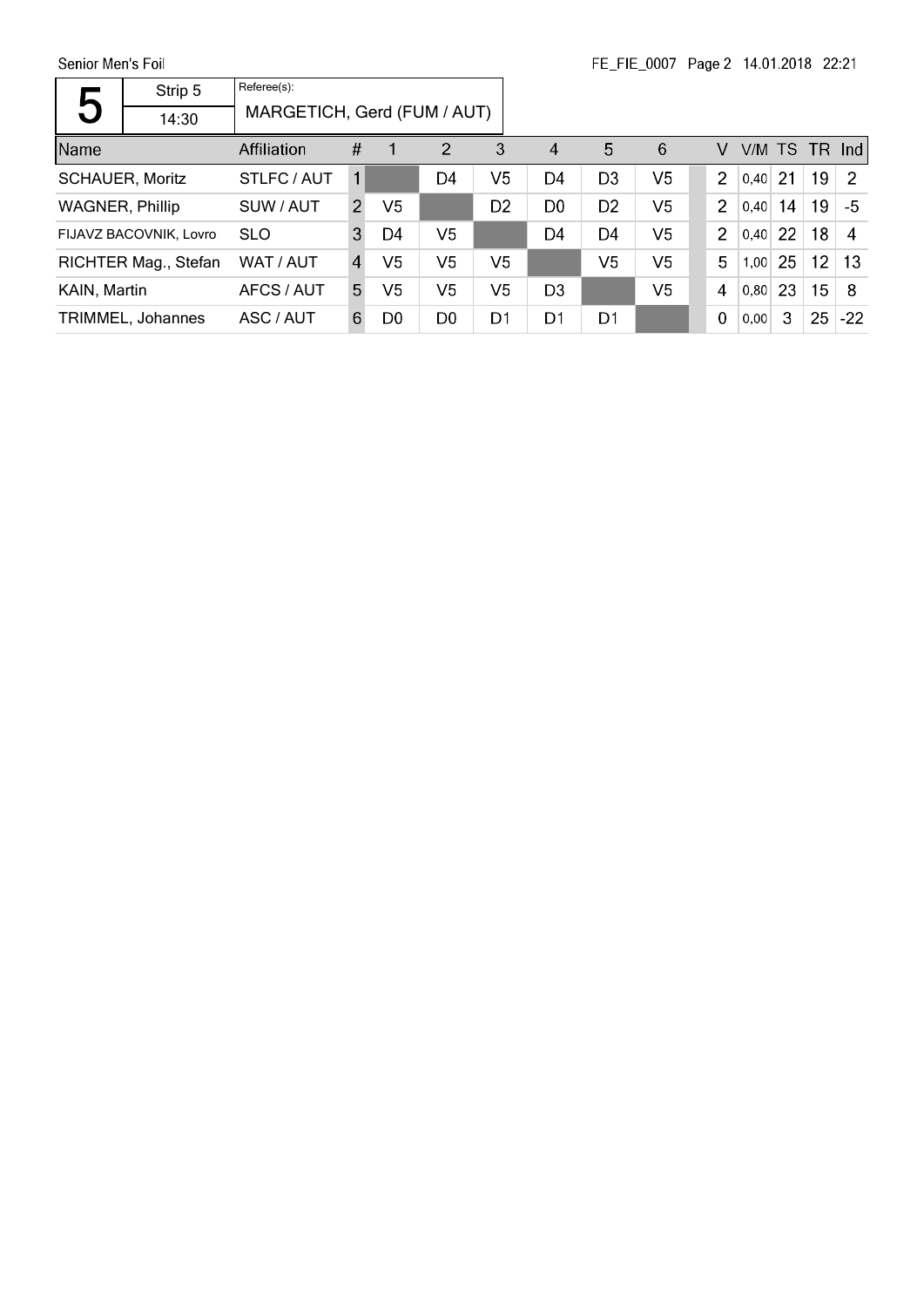Senior Men's Foil

FE_FIE_0007

| 5 | Strip 5 | Referee(s): |
|---|---|---|
| | 14:30 | MARGETICH, Gerd (FUM / AUT) |

| Name | Affiliation | # | 1 | 2 | 3 | 4 | 5 | 6 | V | V/M | TS | TR | Ind |
|---|---|---|---|---|---|---|---|---|---|---|---|---|---|
| SCHAUER, Moritz | STLFC / AUT | 1 | | D4 | V5 | D4 | D3 | V5 | 2 | 0,40 | 21 | 19 | 2 |
| WAGNER, Phillip | SUW / AUT | 2 | V5 | | D2 | D0 | D2 | V5 | 2 | 0,40 | 14 | 19 | -5 |
| FIJAVZ BACOVNIK, Lovro | SLO | 3 | D4 | V5 | | D4 | D4 | V5 | 2 | 0,40 | 22 | 18 | 4 |
| RICHTER Mag., Stefan | WAT / AUT | 4 | V5 | V5 | V5 | | V5 | V5 | 5 | 1,00 | 25 | 12 | 13 |
| KAIN, Martin | AFCS / AUT | 5 | V5 | V5 | V5 | D3 | | V5 | 4 | 0,80 | 23 | 15 | 8 |
| TRIMMEL, Johannes | ASC / AUT | 6 | D0 | D0 | D1 | D1 | D1 | | 0 | 0,00 | 3 | 25 | -22 |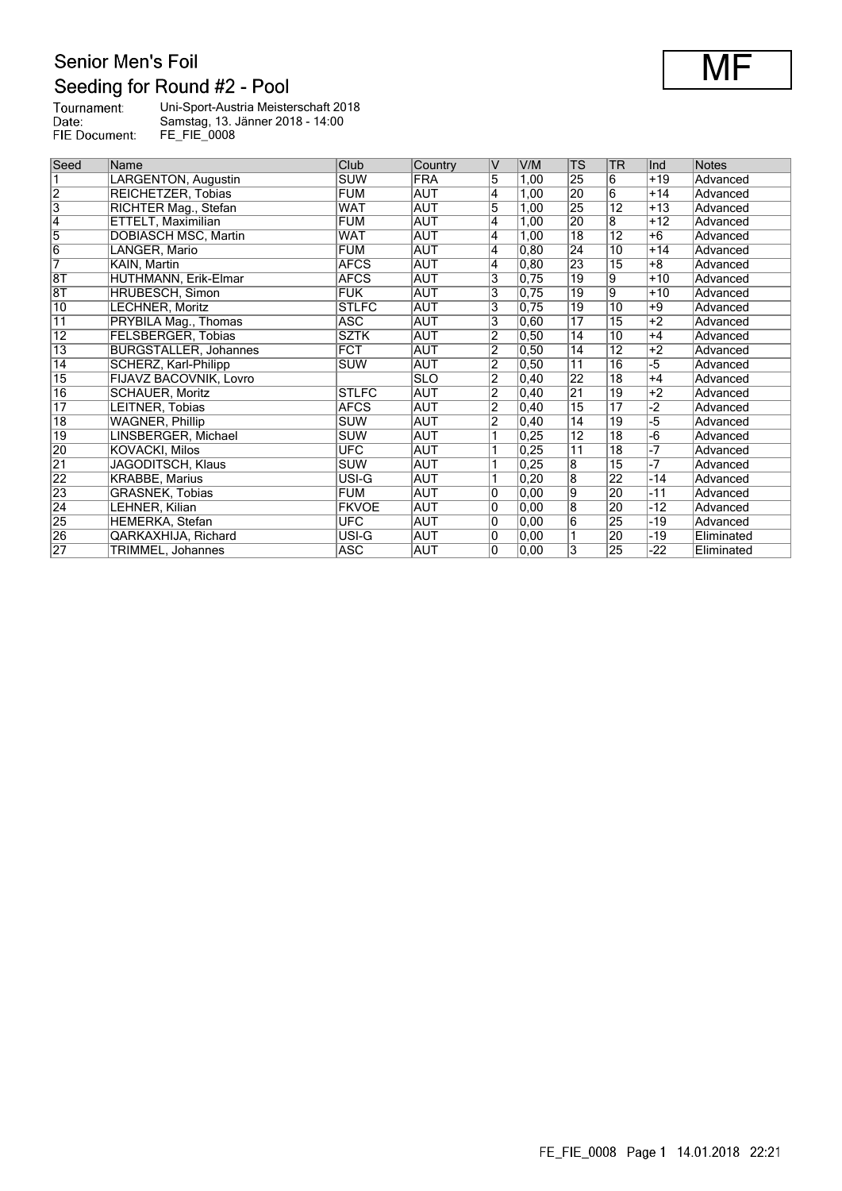# Senior Men's Foil

## Seeding for Round #2 - Pool

**MF**

Tournament: Uni-Sport-Austria Meisterschaft 2018
Date: Samstag, 13. Jänner 2018 - 14:00
FIE Document: FE_FIE_0008

| Seed | Name | Club | Country | V | V/M | TS | TR | Ind | Notes |
|---|---|---|---|---|---|---|---|---|---|
| 1 | LARGENTON, Augustin | SUW | FRA | 5 | 1,00 | 25 | 6 | +19 | Advanced |
| 2 | REICHETZER, Tobias | FUM | AUT | 4 | 1,00 | 20 | 6 | +14 | Advanced |
| 3 | RICHTER Mag., Stefan | WAT | AUT | 5 | 1,00 | 25 | 12 | +13 | Advanced |
| 4 | ETTELT, Maximilian | FUM | AUT | 4 | 1,00 | 20 | 8 | +12 | Advanced |
| 5 | DOBIASCH MSC, Martin | WAT | AUT | 4 | 1,00 | 18 | 12 | +6 | Advanced |
| 6 | LANGER, Mario | FUM | AUT | 4 | 0,80 | 24 | 10 | +14 | Advanced |
| 7 | KAIN, Martin | AFCS | AUT | 4 | 0,80 | 23 | 15 | +8 | Advanced |
| 8T | HUTHMANN, Erik-Elmar | AFCS | AUT | 3 | 0,75 | 19 | 9 | +10 | Advanced |
| 8T | HRUBESCH, Simon | FUK | AUT | 3 | 0,75 | 19 | 9 | +10 | Advanced |
| 10 | LECHNER, Moritz | STLFC | AUT | 3 | 0,75 | 19 | 10 | +9 | Advanced |
| 11 | PRYBILA Mag., Thomas | ASC | AUT | 3 | 0,60 | 17 | 15 | +2 | Advanced |
| 12 | FELSBERGER, Tobias | SZTK | AUT | 2 | 0,50 | 14 | 10 | +4 | Advanced |
| 13 | BURGSTALLER, Johannes | FCT | AUT | 2 | 0,50 | 14 | 12 | +2 | Advanced |
| 14 | SCHERZ, Karl-Philipp | SUW | AUT | 2 | 0,50 | 11 | 16 | -5 | Advanced |
| 15 | FIJAVZ BACOVNIK, Lovro | | SLO | 2 | 0,40 | 22 | 18 | +4 | Advanced |
| 16 | SCHAUER, Moritz | STLFC | AUT | 2 | 0,40 | 21 | 19 | +2 | Advanced |
| 17 | LEITNER, Tobias | AFCS | AUT | 2 | 0,40 | 15 | 17 | -2 | Advanced |
| 18 | WAGNER, Phillip | SUW | AUT | 2 | 0,40 | 14 | 19 | -5 | Advanced |
| 19 | LINSBERGER, Michael | SUW | AUT | 1 | 0,25 | 12 | 18 | -6 | Advanced |
| 20 | KOVACKI, Milos | UFC | AUT | 1 | 0,25 | 11 | 18 | -7 | Advanced |
| 21 | JAGODITSCH, Klaus | SUW | AUT | 1 | 0,25 | 8 | 15 | -7 | Advanced |
| 22 | KRABBE, Marius | USI-G | AUT | 1 | 0,20 | 8 | 22 | -14 | Advanced |
| 23 | GRASNEK, Tobias | FUM | AUT | 0 | 0,00 | 9 | 20 | -11 | Advanced |
| 24 | LEHNER, Kilian | FKVOE | AUT | 0 | 0,00 | 8 | 20 | -12 | Advanced |
| 25 | HEMERKA, Stefan | UFC | AUT | 0 | 0,00 | 6 | 25 | -19 | Advanced |
| 26 | QARKAXHIJA, Richard | USI-G | AUT | 0 | 0,00 | 1 | 20 | -19 | Eliminated |
| 27 | TRIMMEL, Johannes | ASC | AUT | 0 | 0,00 | 3 | 25 | -22 | Eliminated |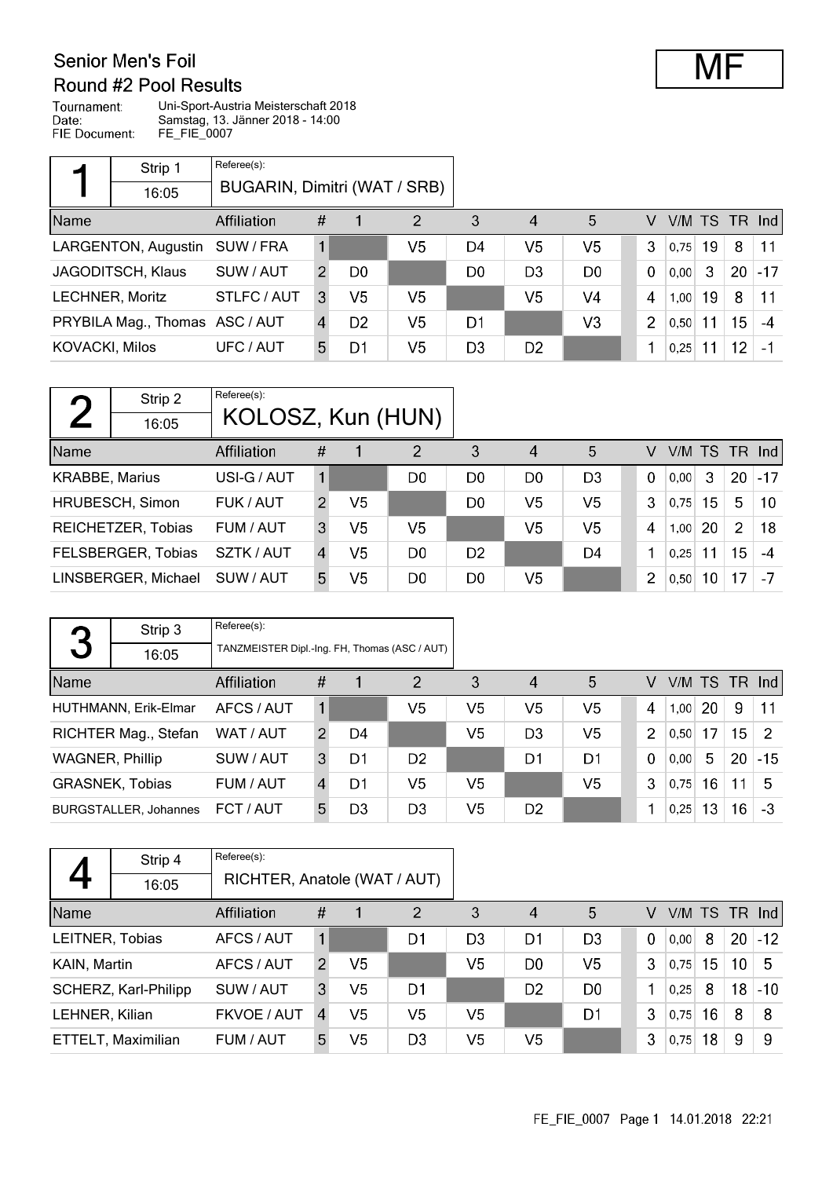# Senior Men's Foil

## Round #2 Pool Results

**MF**

Tournament: Uni-Sport-Austria Meisterschaft 2018
Date: Samstag, 13. Jänner 2018 - 14:00
FIE Document: FE_FIE_0007

### Pool 1

Strip 1 — 16:05
Referee(s): BUGARIN, Dimitri (WAT / SRB)

| Name | Affiliation | # | 1 | 2 | 3 | 4 | 5 | V | V/M | TS | TR | Ind |
|---|---|---|---|---|---|---|---|---|---|---|---|---|
| LARGENTON, Augustin | SUW / FRA | 1 | | V5 | D4 | V5 | V5 | 3 | 0,75 | 19 | 8 | 11 |
| JAGODITSCH, Klaus | SUW / AUT | 2 | D0 | | D0 | D3 | D0 | 0 | 0,00 | 3 | 20 | -17 |
| LECHNER, Moritz | STLFC / AUT | 3 | V5 | V5 | | V5 | V4 | 4 | 1,00 | 19 | 8 | 11 |
| PRYBILA Mag., Thomas | ASC / AUT | 4 | D2 | V5 | D1 | | V3 | 2 | 0,50 | 11 | 15 | -4 |
| KOVACKI, Milos | UFC / AUT | 5 | D1 | V5 | D3 | D2 | | 1 | 0,25 | 11 | 12 | -1 |

### Pool 2

Strip 2 — 16:05
Referee(s): KOLOSZ, Kun (HUN)

| Name | Affiliation | # | 1 | 2 | 3 | 4 | 5 | V | V/M | TS | TR | Ind |
|---|---|---|---|---|---|---|---|---|---|---|---|---|
| KRABBE, Marius | USI-G / AUT | 1 | | D0 | D0 | D0 | D3 | 0 | 0,00 | 3 | 20 | -17 |
| HRUBESCH, Simon | FUK / AUT | 2 | V5 | | D0 | V5 | V5 | 3 | 0,75 | 15 | 5 | 10 |
| REICHETZER, Tobias | FUM / AUT | 3 | V5 | V5 | | V5 | V5 | 4 | 1,00 | 20 | 2 | 18 |
| FELSBERGER, Tobias | SZTK / AUT | 4 | V5 | D0 | D2 | | D4 | 1 | 0,25 | 11 | 15 | -4 |
| LINSBERGER, Michael | SUW / AUT | 5 | V5 | D0 | D0 | V5 | | 2 | 0,50 | 10 | 17 | -7 |

### Pool 3

Strip 3 — 16:05
Referee(s): TANZMEISTER Dipl.-Ing. FH, Thomas (ASC / AUT)

| Name | Affiliation | # | 1 | 2 | 3 | 4 | 5 | V | V/M | TS | TR | Ind |
|---|---|---|---|---|---|---|---|---|---|---|---|---|
| HUTHMANN, Erik-Elmar | AFCS / AUT | 1 | | V5 | V5 | V5 | V5 | 4 | 1,00 | 20 | 9 | 11 |
| RICHTER Mag., Stefan | WAT / AUT | 2 | D4 | | V5 | D3 | V5 | 2 | 0,50 | 17 | 15 | 2 |
| WAGNER, Phillip | SUW / AUT | 3 | D1 | D2 | | D1 | D1 | 0 | 0,00 | 5 | 20 | -15 |
| GRASNEK, Tobias | FUM / AUT | 4 | D1 | V5 | V5 | | V5 | 3 | 0,75 | 16 | 11 | 5 |
| BURGSTALLER, Johannes | FCT / AUT | 5 | D3 | D3 | V5 | D2 | | 1 | 0,25 | 13 | 16 | -3 |

### Pool 4

Strip 4 — 16:05
Referee(s): RICHTER, Anatole (WAT / AUT)

| Name | Affiliation | # | 1 | 2 | 3 | 4 | 5 | V | V/M | TS | TR | Ind |
|---|---|---|---|---|---|---|---|---|---|---|---|---|
| LEITNER, Tobias | AFCS / AUT | 1 | | D1 | D3 | D1 | D3 | 0 | 0,00 | 8 | 20 | -12 |
| KAIN, Martin | AFCS / AUT | 2 | V5 | | V5 | D0 | V5 | 3 | 0,75 | 15 | 10 | 5 |
| SCHERZ, Karl-Philipp | SUW / AUT | 3 | V5 | D1 | | D2 | D0 | 1 | 0,25 | 8 | 18 | -10 |
| LEHNER, Kilian | FKVOE / AUT | 4 | V5 | V5 | V5 | | D1 | 3 | 0,75 | 16 | 8 | 8 |
| ETTELT, Maximilian | FUM / AUT | 5 | V5 | D3 | V5 | V5 | | 3 | 0,75 | 18 | 9 | 9 |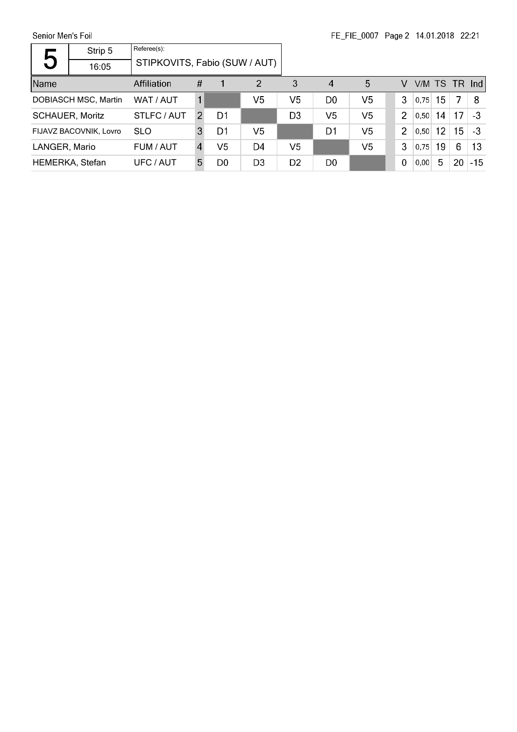| 5 | Strip 5 | Referee(s): |
|---|---|---|
| | 16:05 | STIPKOVITS, Fabio (SUW / AUT) |

| Name | Affiliation | # | 1 | 2 | 3 | 4 | 5 | | V | V/M | TS | TR | Ind |
|---|---|---|---|---|---|---|---|---|---|---|---|---|---|
| DOBIASCH MSC, Martin | WAT / AUT | 1 | | V5 | V5 | D0 | V5 | | 3 | 0,75 | 15 | 7 | 8 |
| SCHAUER, Moritz | STLFC / AUT | 2 | D1 | | D3 | V5 | V5 | | 2 | 0,50 | 14 | 17 | -3 |
| FIJAVZ BACOVNIK, Lovro | SLO | 3 | D1 | V5 | | D1 | V5 | | 2 | 0,50 | 12 | 15 | -3 |
| LANGER, Mario | FUM / AUT | 4 | V5 | D4 | V5 | | V5 | | 3 | 0,75 | 19 | 6 | 13 |
| HEMERKA, Stefan | UFC / AUT | 5 | D0 | D3 | D2 | D0 | | | 0 | 0,00 | 5 | 20 | -15 |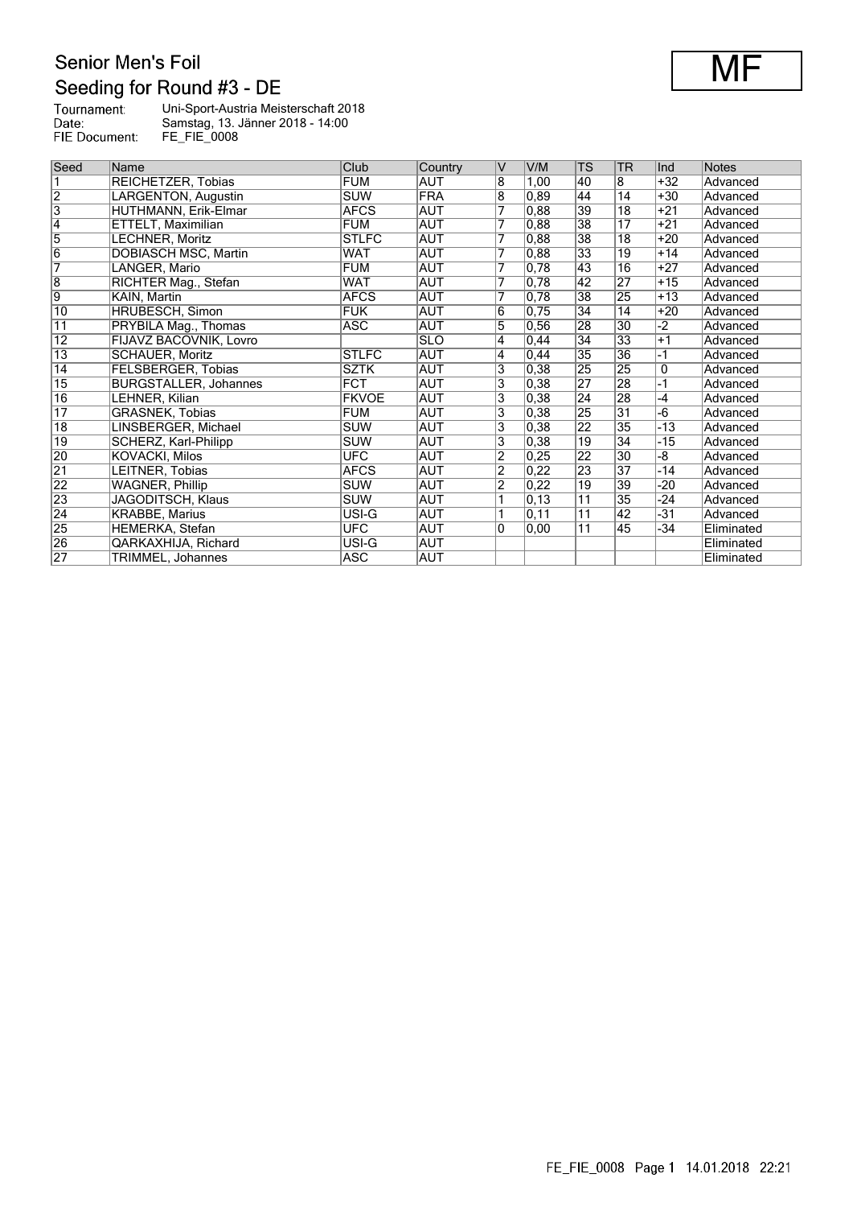# Senior Men's Foil

## Seeding for Round #3 - DE

**MF**

Tournament: Uni-Sport-Austria Meisterschaft 2018
Date: Samstag, 13. Jänner 2018 - 14:00
FIE Document: FE_FIE_0008

| Seed | Name | Club | Country | V | V/M | TS | TR | Ind | Notes |
|---|---|---|---|---|---|---|---|---|---|
| 1 | REICHETZER, Tobias | FUM | AUT | 8 | 1,00 | 40 | 8 | +32 | Advanced |
| 2 | LARGENTON, Augustin | SUW | FRA | 8 | 0,89 | 44 | 14 | +30 | Advanced |
| 3 | HUTHMANN, Erik-Elmar | AFCS | AUT | 7 | 0,88 | 39 | 18 | +21 | Advanced |
| 4 | ETTELT, Maximilian | FUM | AUT | 7 | 0,88 | 38 | 17 | +21 | Advanced |
| 5 | LECHNER, Moritz | STLFC | AUT | 7 | 0,88 | 38 | 18 | +20 | Advanced |
| 6 | DOBIASCH MSC, Martin | WAT | AUT | 7 | 0,88 | 33 | 19 | +14 | Advanced |
| 7 | LANGER, Mario | FUM | AUT | 7 | 0,78 | 43 | 16 | +27 | Advanced |
| 8 | RICHTER Mag., Stefan | WAT | AUT | 7 | 0,78 | 42 | 27 | +15 | Advanced |
| 9 | KAIN, Martin | AFCS | AUT | 7 | 0,78 | 38 | 25 | +13 | Advanced |
| 10 | HRUBESCH, Simon | FUK | AUT | 6 | 0,75 | 34 | 14 | +20 | Advanced |
| 11 | PRYBILA Mag., Thomas | ASC | AUT | 5 | 0,56 | 28 | 30 | -2 | Advanced |
| 12 | FIJAVZ BACOVNIK, Lovro | | SLO | 4 | 0,44 | 34 | 33 | +1 | Advanced |
| 13 | SCHAUER, Moritz | STLFC | AUT | 4 | 0,44 | 35 | 36 | -1 | Advanced |
| 14 | FELSBERGER, Tobias | SZTK | AUT | 3 | 0,38 | 25 | 25 | 0 | Advanced |
| 15 | BURGSTALLER, Johannes | FCT | AUT | 3 | 0,38 | 27 | 28 | -1 | Advanced |
| 16 | LEHNER, Kilian | FKVOE | AUT | 3 | 0,38 | 24 | 28 | -4 | Advanced |
| 17 | GRASNEK, Tobias | FUM | AUT | 3 | 0,38 | 25 | 31 | -6 | Advanced |
| 18 | LINSBERGER, Michael | SUW | AUT | 3 | 0,38 | 22 | 35 | -13 | Advanced |
| 19 | SCHERZ, Karl-Philipp | SUW | AUT | 3 | 0,38 | 19 | 34 | -15 | Advanced |
| 20 | KOVACKI, Milos | UFC | AUT | 2 | 0,25 | 22 | 30 | -8 | Advanced |
| 21 | LEITNER, Tobias | AFCS | AUT | 2 | 0,22 | 23 | 37 | -14 | Advanced |
| 22 | WAGNER, Phillip | SUW | AUT | 2 | 0,22 | 19 | 39 | -20 | Advanced |
| 23 | JAGODITSCH, Klaus | SUW | AUT | 1 | 0,13 | 11 | 35 | -24 | Advanced |
| 24 | KRABBE, Marius | USI-G | AUT | 1 | 0,11 | 11 | 42 | -31 | Advanced |
| 25 | HEMERKA, Stefan | UFC | AUT | 0 | 0,00 | 11 | 45 | -34 | Eliminated |
| 26 | QARKAXHIJA, Richard | USI-G | AUT | | | | | | Eliminated |
| 27 | TRIMMEL, Johannes | ASC | AUT | | | | | | Eliminated |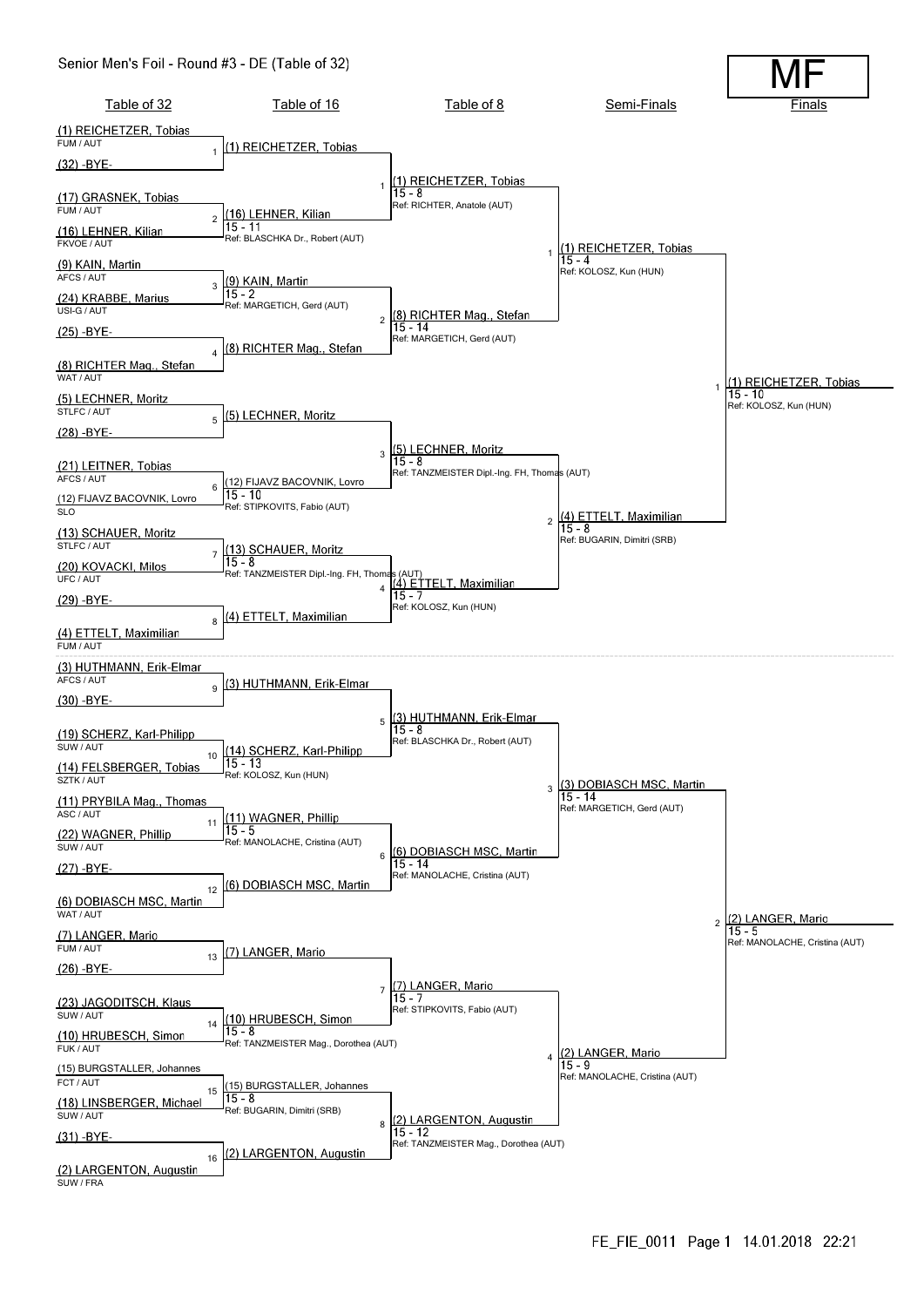# Senior Men's Foil - Round #3 - DE (Table of 32)

**MF**

## Table of 32

| Bout | Fencer | Club / Nation |
|---|---|---|
| 1 | (1) REICHETZER, Tobias | FUM / AUT |
| 1 | (32) -BYE- | |
| 2 | (17) GRASNEK, Tobias | FUM / AUT |
| 2 | (16) LEHNER, Kilian | FKVOE / AUT |
| 3 | (9) KAIN, Martin | AFCS / AUT |
| 3 | (24) KRABBE, Marius | USI-G / AUT |
| 4 | (25) -BYE- | |
| 4 | (8) RICHTER Mag., Stefan | WAT / AUT |
| 5 | (5) LECHNER, Moritz | STLFC / AUT |
| 5 | (28) -BYE- | |
| 6 | (21) LEITNER, Tobias | AFCS / AUT |
| 6 | (12) FIJAVZ BACOVNIK, Lovro | SLO |
| 7 | (13) SCHAUER, Moritz | STLFC / AUT |
| 7 | (20) KOVACKI, Milos | UFC / AUT |
| 8 | (29) -BYE- | |
| 8 | (4) ETTELT, Maximilian | FUM / AUT |
| 9 | (3) HUTHMANN, Erik-Elmar | AFCS / AUT |
| 9 | (30) -BYE- | |
| 10 | (19) SCHERZ, Karl-Philipp | SUW / AUT |
| 10 | (14) FELSBERGER, Tobias | SZTK / AUT |
| 11 | (11) PRYBILA Mag., Thomas | ASC / AUT |
| 11 | (22) WAGNER, Phillip | SUW / AUT |
| 12 | (27) -BYE- | |
| 12 | (6) DOBIASCH MSC, Martin | WAT / AUT |
| 13 | (7) LANGER, Mario | FUM / AUT |
| 13 | (26) -BYE- | |
| 14 | (23) JAGODITSCH, Klaus | SUW / AUT |
| 14 | (10) HRUBESCH, Simon | FUK / AUT |
| 15 | (15) BURGSTALLER, Johannes | FCT / AUT |
| 15 | (18) LINSBERGER, Michael | SUW / AUT |
| 16 | (31) -BYE- | |
| 16 | (2) LARGENTON, Augustin | SUW / FRA |

## Table of 16

| Bout | Winner | Score | Referee |
|---|---|---|---|
| 1 | (1) REICHETZER, Tobias | | |
| 2 | (16) LEHNER, Kilian | 15 - 11 | BLASCHKA Dr., Robert (AUT) |
| 3 | (9) KAIN, Martin | 15 - 2 | MARGETICH, Gerd (AUT) |
| 4 | (8) RICHTER Mag., Stefan | | |
| 5 | (5) LECHNER, Moritz | | |
| 6 | (12) FIJAVZ BACOVNIK, Lovro | 15 - 10 | STIPKOVITS, Fabio (AUT) |
| 7 | (13) SCHAUER, Moritz | 15 - 8 | TANZMEISTER Dipl.-Ing. FH, Thomas (AUT) |
| 8 | (4) ETTELT, Maximilian | | |
| 9 | (3) HUTHMANN, Erik-Elmar | | |
| 10 | (14) SCHERZ, Karl-Philipp | 15 - 13 | KOLOSZ, Kun (HUN) |
| 11 | (11) WAGNER, Phillip | 15 - 5 | MANOLACHE, Cristina (AUT) |
| 12 | (6) DOBIASCH MSC, Martin | | |
| 13 | (7) LANGER, Mario | | |
| 14 | (10) HRUBESCH, Simon | 15 - 8 | TANZMEISTER Mag., Dorothea (AUT) |
| 15 | (15) BURGSTALLER, Johannes | 15 - 8 | BUGARIN, Dimitri (SRB) |
| 16 | (2) LARGENTON, Augustin | | |

## Table of 8

| Bout | Winner | Score | Referee |
|---|---|---|---|
| 1 | (1) REICHETZER, Tobias | 15 - 8 | RICHTER, Anatole (AUT) |
| 2 | (8) RICHTER Mag., Stefan | 15 - 14 | MARGETICH, Gerd (AUT) |
| 3 | (5) LECHNER, Moritz | 15 - 8 | TANZMEISTER Dipl.-Ing. FH, Thomas (AUT) |
| 4 | (4) ETTELT, Maximilian | 15 - 7 | KOLOSZ, Kun (HUN) |
| 5 | (3) HUTHMANN, Erik-Elmar | 15 - 8 | BLASCHKA Dr., Robert (AUT) |
| 6 | (6) DOBIASCH MSC, Martin | 15 - 14 | MANOLACHE, Cristina (AUT) |
| 7 | (7) LANGER, Mario | 15 - 7 | STIPKOVITS, Fabio (AUT) |
| 8 | (2) LARGENTON, Augustin | 15 - 12 | TANZMEISTER Mag., Dorothea (AUT) |

## Semi-Finals

| Bout | Winner | Score | Referee |
|---|---|---|---|
| 1 | (1) REICHETZER, Tobias | 15 - 4 | KOLOSZ, Kun (HUN) |
| 2 | (4) ETTELT, Maximilian | 15 - 8 | BUGARIN, Dimitri (SRB) |
| 3 | (3) DOBIASCH MSC, Martin | 15 - 14 | MARGETICH, Gerd (AUT) |
| 4 | (2) LANGER, Mario | 15 - 9 | MANOLACHE, Cristina (AUT) |

## Finals

| Bout | Winner | Score | Referee |
|---|---|---|---|
| 1 | (1) REICHETZER, Tobias | 15 - 10 | KOLOSZ, Kun (HUN) |
| 2 | (2) LANGER, Mario | 15 - 5 | MANOLACHE, Cristina (AUT) |

FE_FIE_0011 Page 1 14.01.2018 22:21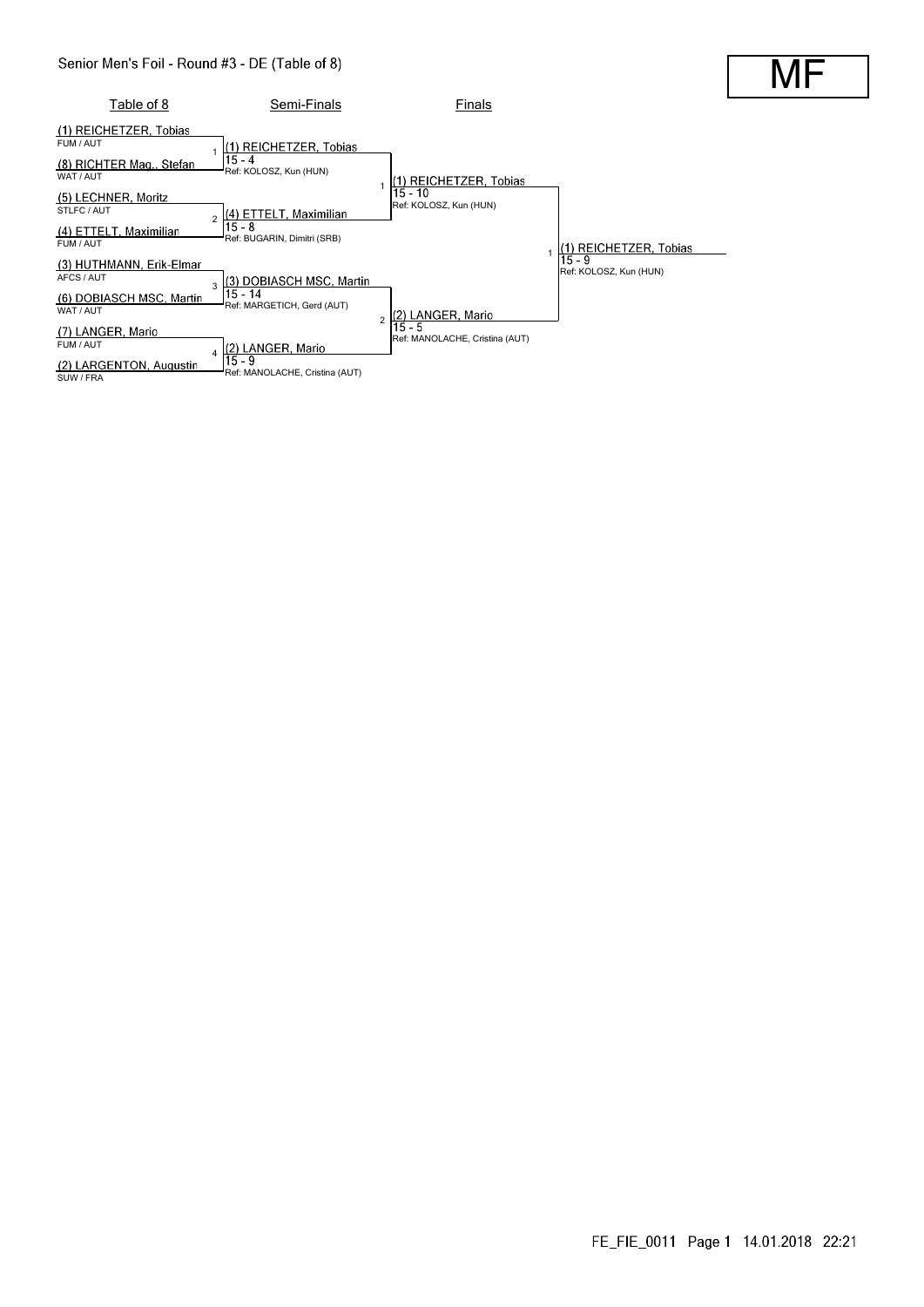# Senior Men's Foil - Round #3 - DE (Table of 8)

**MF**

## Table of 8

| Bout | Fencer | Club |
| --- | --- | --- |
| 1 | (1) REICHETZER, Tobias | FUM / AUT |
| 1 | (8) RICHTER Mag., Stefan | WAT / AUT |
| 2 | (5) LECHNER, Moritz | STLFC / AUT |
| 2 | (4) ETTELT, Maximilian | FUM / AUT |
| 3 | (3) HUTHMANN, Erik-Elmar | AFCS / AUT |
| 3 | (6) DOBIASCH MSC, Martin | WAT / AUT |
| 4 | (7) LANGER, Mario | FUM / AUT |
| 4 | (2) LARGENTON, Augustin | SUW / FRA |

## Semi-Finals

| Bout | Winner | Score | Referee |
| --- | --- | --- | --- |
| 1 | (1) REICHETZER, Tobias | 15 - 4 | Ref: KOLOSZ, Kun (HUN) |
| 2 | (4) ETTELT, Maximilian | 15 - 8 | Ref: BUGARIN, Dimitri (SRB) |
| 3 | (3) DOBIASCH MSC, Martin | 15 - 14 | Ref: MARGETICH, Gerd (AUT) |
| 4 | (2) LANGER, Mario | 15 - 9 | Ref: MANOLACHE, Cristina (AUT) |

## Finals

| Bout | Winner | Score | Referee |
| --- | --- | --- | --- |
| 1 | (1) REICHETZER, Tobias | 15 - 10 | Ref: KOLOSZ, Kun (HUN) |
| 2 | (2) LANGER, Mario | 15 - 5 | Ref: MANOLACHE, Cristina (AUT) |

## Winner

| Bout | Winner | Score | Referee |
| --- | --- | --- | --- |
| 1 | (1) REICHETZER, Tobias | 15 - 9 | Ref: KOLOSZ, Kun (HUN) |

FE_FIE_0011 Page 1 14.01.2018 22:21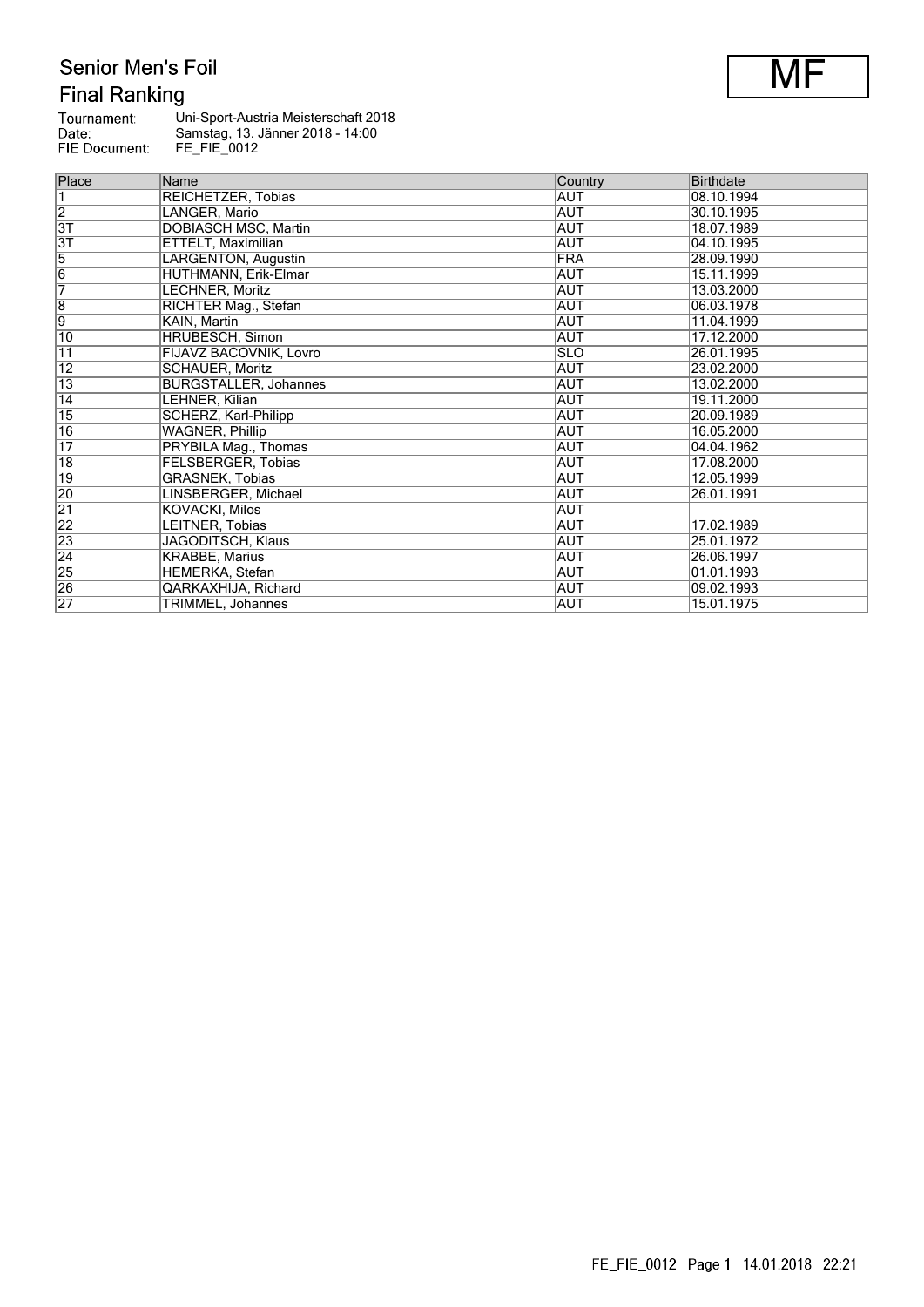# Senior Men's Foil

## Final Ranking

**MF**

Tournament: Uni-Sport-Austria Meisterschaft 2018
Date: Samstag, 13. Jänner 2018 - 14:00
FIE Document: FE_FIE_0012

| Place | Name | Country | Birthdate |
|---|---|---|---|
| 1 | REICHETZER, Tobias | AUT | 08.10.1994 |
| 2 | LANGER, Mario | AUT | 30.10.1995 |
| 3T | DOBIASCH MSC, Martin | AUT | 18.07.1989 |
| 3T | ETTELT, Maximilian | AUT | 04.10.1995 |
| 5 | LARGENTON, Augustin | FRA | 28.09.1990 |
| 6 | HUTHMANN, Erik-Elmar | AUT | 15.11.1999 |
| 7 | LECHNER, Moritz | AUT | 13.03.2000 |
| 8 | RICHTER Mag., Stefan | AUT | 06.03.1978 |
| 9 | KAIN, Martin | AUT | 11.04.1999 |
| 10 | HRUBESCH, Simon | AUT | 17.12.2000 |
| 11 | FIJAVZ BACOVNIK, Lovro | SLO | 26.01.1995 |
| 12 | SCHAUER, Moritz | AUT | 23.02.2000 |
| 13 | BURGSTALLER, Johannes | AUT | 13.02.2000 |
| 14 | LEHNER, Kilian | AUT | 19.11.2000 |
| 15 | SCHERZ, Karl-Philipp | AUT | 20.09.1989 |
| 16 | WAGNER, Phillip | AUT | 16.05.2000 |
| 17 | PRYBILA Mag., Thomas | AUT | 04.04.1962 |
| 18 | FELSBERGER, Tobias | AUT | 17.08.2000 |
| 19 | GRASNEK, Tobias | AUT | 12.05.1999 |
| 20 | LINSBERGER, Michael | AUT | 26.01.1991 |
| 21 | KOVACKI, Milos | AUT | |
| 22 | LEITNER, Tobias | AUT | 17.02.1989 |
| 23 | JAGODITSCH, Klaus | AUT | 25.01.1972 |
| 24 | KRABBE, Marius | AUT | 26.06.1997 |
| 25 | HEMERKA, Stefan | AUT | 01.01.1993 |
| 26 | QARKAXHIJA, Richard | AUT | 09.02.1993 |
| 27 | TRIMMEL, Johannes | AUT | 15.01.1975 |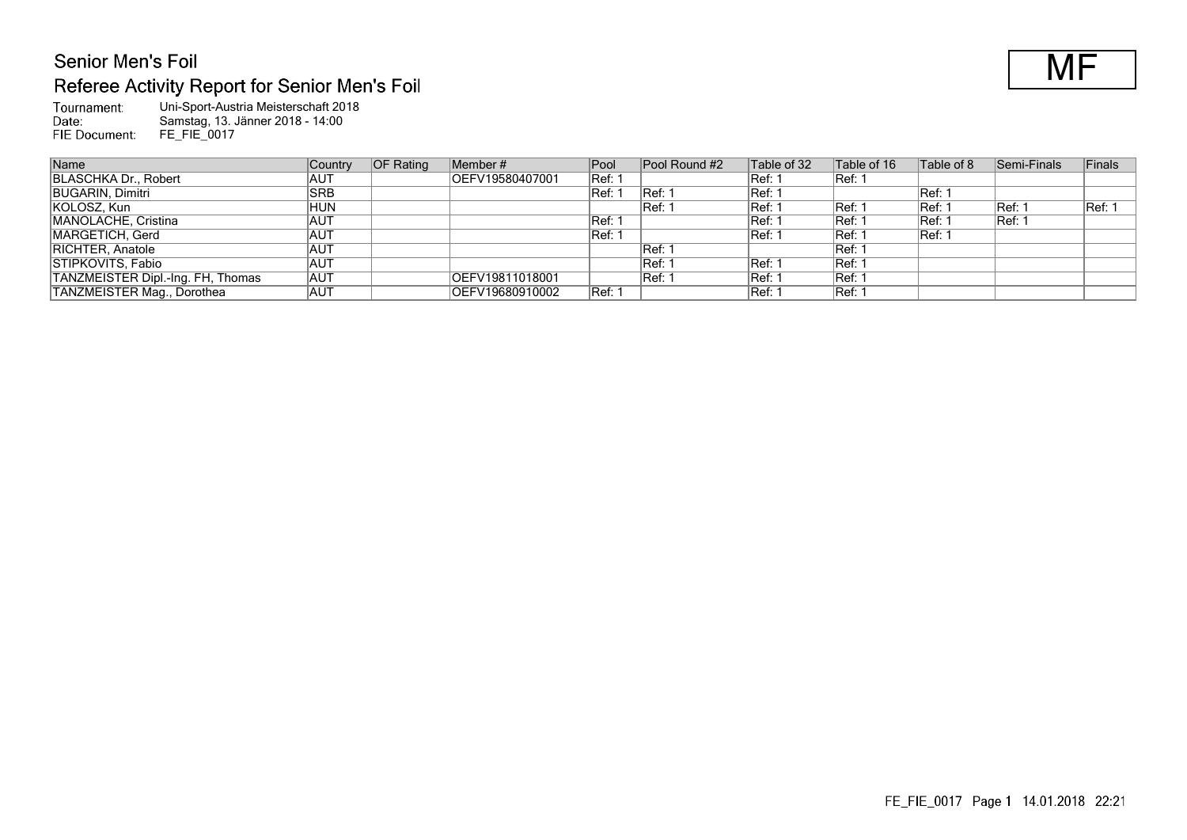# Senior Men's Foil

## Referee Activity Report for Senior Men's Foil

**MF**

Tournament: Uni-Sport-Austria Meisterschaft 2018
Date: Samstag, 13. Jänner 2018 - 14:00
FIE Document: FE_FIE_0017

| Name | Country | OF Rating | Member # | Pool | Pool Round #2 | Table of 32 | Table of 16 | Table of 8 | Semi-Finals | Finals |
|---|---|---|---|---|---|---|---|---|---|---|
| BLASCHKA Dr., Robert | AUT | | OEFV19580407001 | Ref: 1 | | Ref: 1 | Ref: 1 | | | |
| BUGARIN, Dimitri | SRB | | | Ref: 1 | Ref: 1 | Ref: 1 | | Ref: 1 | | |
| KOLOSZ, Kun | HUN | | | | Ref: 1 | Ref: 1 | Ref: 1 | Ref: 1 | Ref: 1 | Ref: 1 |
| MANOLACHE, Cristina | AUT | | | Ref: 1 | | Ref: 1 | Ref: 1 | Ref: 1 | Ref: 1 | |
| MARGETICH, Gerd | AUT | | | Ref: 1 | | Ref: 1 | Ref: 1 | Ref: 1 | | |
| RICHTER, Anatole | AUT | | | | Ref: 1 | | Ref: 1 | | | |
| STIPKOVITS, Fabio | AUT | | | | Ref: 1 | Ref: 1 | Ref: 1 | | | |
| TANZMEISTER Dipl.-Ing. FH, Thomas | AUT | | OEFV19811018001 | | Ref: 1 | Ref: 1 | Ref: 1 | | | |
| TANZMEISTER Mag., Dorothea | AUT | | OEFV19680910002 | Ref: 1 | | Ref: 1 | Ref: 1 | | | |